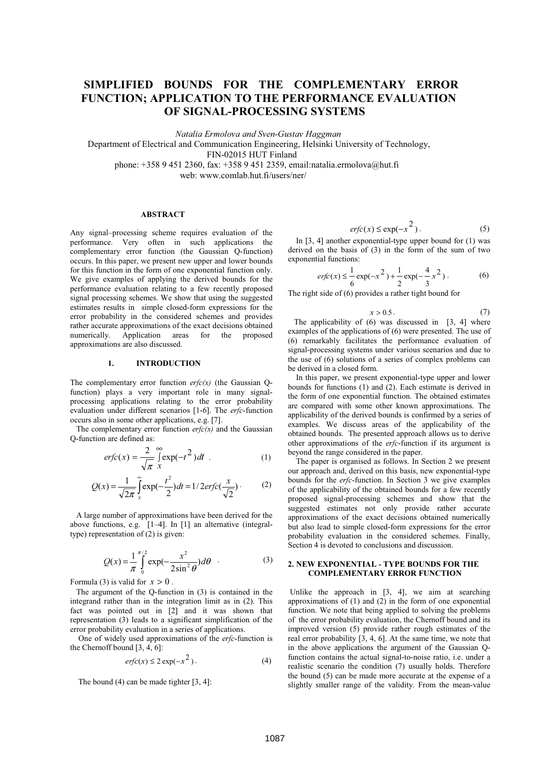# SIMPLIFIED BOUNDS FOR THE COMPLEMENTARY ERROR FUNCTION; APPLICATION TO THE PERFORMANCE EVALUATION OF SIGNAL-PROCESSING SYSTEMS

*Natalia Ermolova and Sven-Gustav Haggman*

Department of Electrical and Communication Engineering, Helsinki University of Technology, FIN-02015 HUT Finland

phone: +358 9 451 2360, fax: +358 9 451 2359, email:natalia.ermolova@hut.fi

web: www.comlab.hut.fi/users/ner/

### ABSTRACT

Any signal–processing scheme requires evaluation of the performance. Very often in such applications the complementary error function (the Gaussian Q-function) occurs. In this paper, we present new upper and lower bounds for this function in the form of one exponential function only. We give examples of applying the derived bounds for the performance evaluation relating to a few recently proposed signal processing schemes. We show that using the suggested estimates results in simple closed-form expressions for the error probability in the considered schemes and provides rather accurate approximations of the exact decisions obtained numerically. Application areas for the proposed approximations are also discussed.

## 1. INTRODUCTION

The complementary error function *erfc(x)* (the Gaussian Q-function) plays a very important role in many signal-processing applications relating to the error probability evaluation under different scenarios [1-6]. The *erfc*-function occurs also in some other applications, e.g. [7].

The complementary error function *erfc(x)* and the Gaussian Q-function are defined as:

$$erfc(x) = \frac{2}{\sqrt{\pi}} \int_{x}^{\infty} \exp(-t^2)\, dt \quad . \tag{1}$$

$$Q(x) = \frac{1}{\sqrt{2\pi}} \int_{x}^{\infty} \exp\left(-\frac{t^2}{2}\right) dt = 1/2\, erfc\left(\frac{x}{\sqrt{2}}\right) \cdot \tag{2}$$

A large number of approximations have been derived for the above functions, e.g. [1–4]. In [1] an alternative (integral-type) representation of (2) is given:

$$Q(x) = \frac{1}{\pi} \int_{0}^{\pi/2} \exp\left(-\frac{x^2}{2\sin^2\theta}\right) d\theta \quad . \tag{3}$$

Formula (3) is valid for $x > 0$.

The argument of the Q-function in (3) is contained in the integrand rather than in the integration limit as in (2). This fact was pointed out in [2] and it was shown that representation (3) leads to a significant simplification of the error probability evaluation in a series of applications.

One of widely used approximations of the *erfc*-function is the Chernoff bound [3, 4, 6]:

$$erfc(x) \le 2\exp(-x^2) \, . \tag{4}$$

The bound (4) can be made tighter [3, 4]:

$$erfc(x) \le \exp(-x^2) \, . \tag{5}$$

In [3, 4] another exponential-type upper bound for (1) was derived on the basis of (3) in the form of the sum of two exponential functions:

$$erfc(x) \le \frac{1}{6}\exp(-x^2) + \frac{1}{2}\exp\left(-\frac{4}{3}x^2\right) . \tag{6}$$

The right side of (6) provides a rather tight bound for

$$x > 0.5 \, . \tag{7}$$

The applicability of (6) was discussed in [3, 4] where examples of the applications of (6) were presented. The use of (6) remarkably facilitates the performance evaluation of signal-processing systems under various scenarios and due to the use of (6) solutions of a series of complex problems can be derived in a closed form.

In this paper, we present exponential-type upper and lower bounds for functions (1) and (2). Each estimate is derived in the form of one exponential function. The obtained estimates are compared with some other known approximations. The applicability of the derived bounds is confirmed by a series of examples. We discuss areas of the applicability of the obtained bounds. The presented approach allows us to derive other approximations of the *erfc*-function if its argument is beyond the range considered in the paper.

The paper is organised as follows. In Section 2 we present our approach and, derived on this basis, new exponential-type bounds for the *erfc*-function. In Section 3 we give examples of the applicability of the obtained bounds for a few recently proposed signal-processing schemes and show that the suggested estimates not only provide rather accurate approximations of the exact decisions obtained numerically but also lead to simple closed-form expressions for the error probability evaluation in the considered schemes. Finally, Section 4 is devoted to conclusions and discussion.

## 2. NEW EXPONENTIAL - TYPE BOUNDS FOR THE COMPLEMENTARY ERROR FUNCTION

Unlike the approach in [3, 4], we aim at searching approximations of (1) and (2) in the form of one exponential function. We note that being applied to solving the problems of the error probability evaluation, the Chernoff bound and its improved version (5) provide rather rough estimates of the real error probability [3, 4, 6]. At the same time, we note that in the above applications the argument of the Gaussian Q-function contains the actual signal-to-noise ratio, i.e. under a realistic scenario the condition (7) usually holds. Therefore the bound (5) can be made more accurate at the expense of a slightly smaller range of the validity. From the mean-value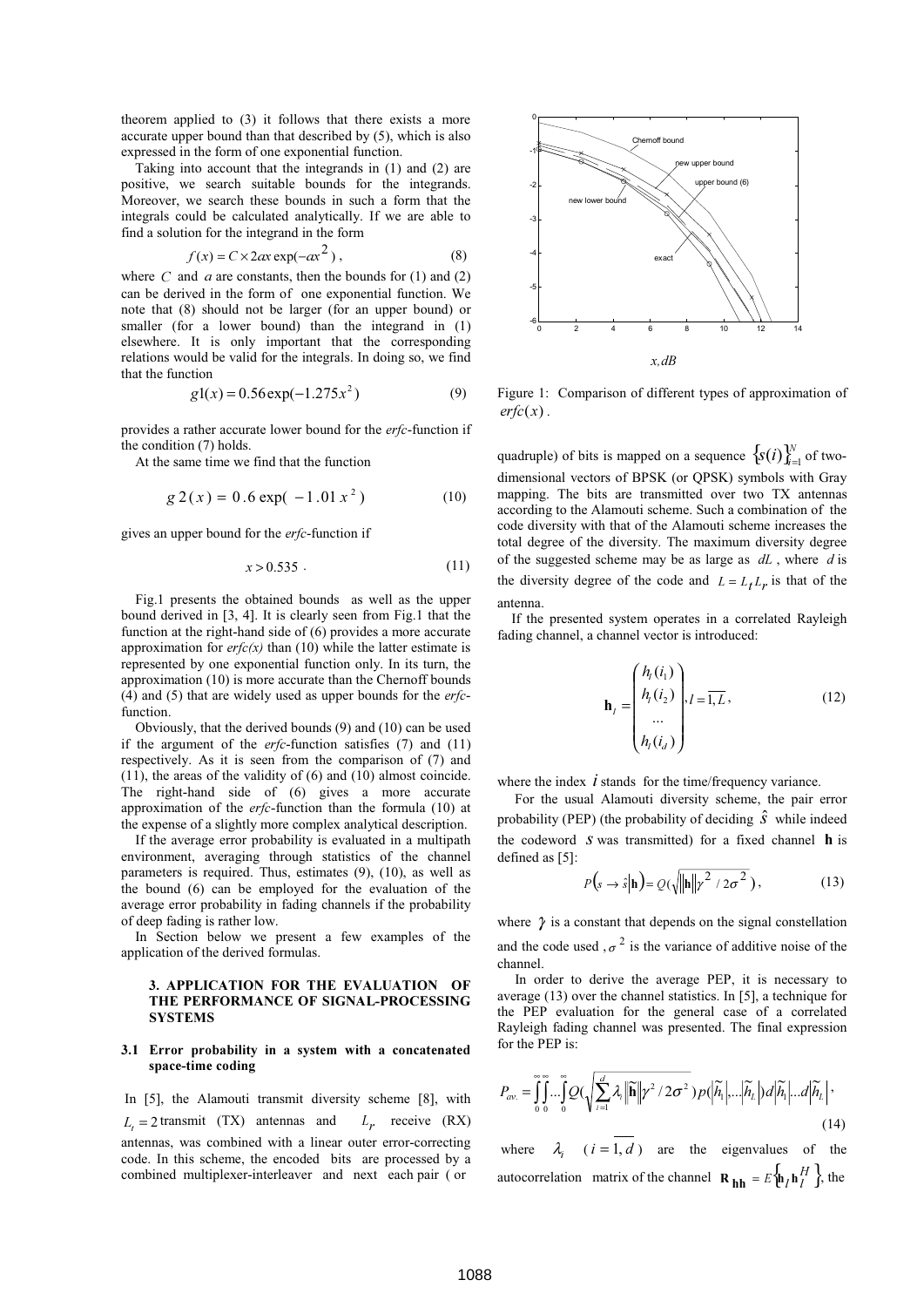theorem applied to (3) it follows that there exists a more accurate upper bound than that described by (5), which is also expressed in the form of one exponential function.

Taking into account that the integrands in (1) and (2) are positive, we search suitable bounds for the integrands. Moreover, we search these bounds in such a form that the integrals could be calculated analytically. If we are able to find a solution for the integrand in the form

$$f(x) = C \times 2ax\exp(-ax^2), \tag{8}$$

where $C$ and $a$ are constants, then the bounds for (1) and (2) can be derived in the form of one exponential function. We note that (8) should not be larger (for an upper bound) or smaller (for a lower bound) than the integrand in (1) elsewhere. It is only important that the corresponding relations would be valid for the integrals. In doing so, we find that the function

$$g1(x) = 0.56\exp(-1.275x^2) \tag{9}$$

provides a rather accurate lower bound for the *erfc*-function if the condition (7) holds.

At the same time we find that the function

$$g2(x) = 0.6\exp(-1.01x^2) \tag{10}$$

gives an upper bound for the *erfc*-function if

$$x > 0.535\ . \tag{11}$$

Fig.1 presents the obtained bounds as well as the upper bound derived in [3, 4]. It is clearly seen from Fig.1 that the function at the right-hand side of (6) provides a more accurate approximation for *erfc(x)* than (10) while the latter estimate is represented by one exponential function only. In its turn, the approximation (10) is more accurate than the Chernoff bounds (4) and (5) that are widely used as upper bounds for the *erfc*-function.

Obviously, that the derived bounds (9) and (10) can be used if the argument of the *erfc*-function satisfies (7) and (11) respectively. As it is seen from the comparison of (7) and (11), the areas of the validity of (6) and (10) almost coincide. The right-hand side of (6) gives a more accurate approximation of the *erfc*-function than the formula (10) at the expense of a slightly more complex analytical description.

If the average error probability is evaluated in a multipath environment, averaging through statistics of the channel parameters is required. Thus, estimates (9), (10), as well as the bound (6) can be employed for the evaluation of the average error probability in fading channels if the probability of deep fading is rather low.

In Section below we present a few examples of the application of the derived formulas.

## 3. APPLICATION FOR THE EVALUATION OF THE PERFORMANCE OF SIGNAL-PROCESSING SYSTEMS

### 3.1 Error probability in a system with a concatenated space-time coding

In [5], the Alamouti transmit diversity scheme [8], with $L_t = 2$ transmit (TX) antennas and $L_r$ receive (RX) antennas, was combined with a linear outer error-correcting code. In this scheme, the encoded bits are processed by a combined multiplexer-interleaver and next each pair (or quadruple) of bits is mapped on a sequence $\{s(i)\}_{i=1}^{N}$ of two-dimensional vectors of BPSK (or QPSK) symbols with Gray mapping. The bits are transmitted over two TX antennas according to the Alamouti scheme. Such a combination of the code diversity with that of the Alamouti scheme increases the total degree of the diversity. The maximum diversity degree of the suggested scheme may be as large as $dL$, where $d$ is the diversity degree of the code and $L = L_t L_r$ is that of the antenna.

Figure 1: Comparison of different types of approximation of $erfc(x)$.

If the presented system operates in a correlated Rayleigh fading channel, a channel vector is introduced:

$$\mathbf{h}_l = \begin{pmatrix} h_l(i_1) \\ h_l(i_2) \\ \dots \\ h_l(i_d) \end{pmatrix}, l = \overline{1, L}, \tag{12}$$

where the index $i$ stands for the time/frequency variance.

For the usual Alamouti diversity scheme, the pair error probability (PEP) (the probability of deciding $\hat{s}$ while indeed the codeword $s$ was transmitted) for a fixed channel $\mathbf{h}$ is defined as [5]:

$$P\left(s \to \hat{s}\,\middle|\,\mathbf{h}\right) = Q\left(\sqrt{\|\mathbf{h}\|\gamma^2 / 2\sigma^2}\right), \tag{13}$$

where $\gamma$ is a constant that depends on the signal constellation and the code used, $\sigma^2$ is the variance of additive noise of the channel.

In order to derive the average PEP, it is necessary to average (13) over the channel statistics. In [5], a technique for the PEP evaluation for the general case of a correlated Rayleigh fading channel was presented. The final expression for the PEP is:

$$P_{av.} = \int_0^\infty\int_0^\infty \dots \int_0^\infty Q\left(\sqrt{\sum_{i=1}^{d} \lambda_i \|\tilde{\mathbf{h}}\|\gamma^2 / 2\sigma^2}\right) p(|\tilde{h}_1|, \dots |\tilde{h}_L|)\, d|\tilde{h}_1| \dots d|\tilde{h}_L|, \tag{14}$$

where $\lambda_i$ $(i = \overline{1, d})$ are the eigenvalues of the autocorrelation matrix of the channel $\mathbf{R}_{\mathbf{hh}} = E\{\mathbf{h}_l \mathbf{h}_l^H\}$, the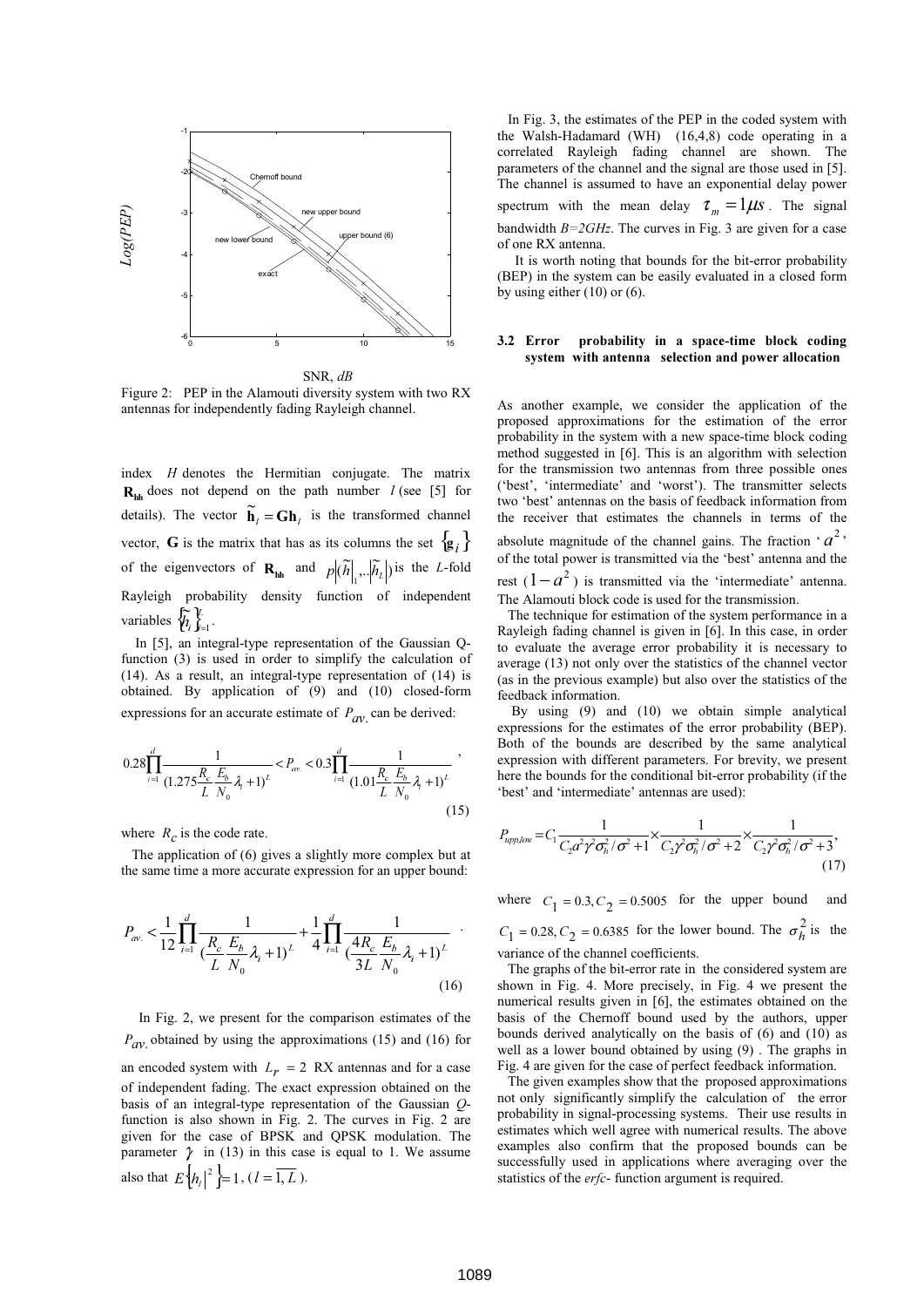Figure 2: PEP in the Alamouti diversity system with two RX antennas for independently fading Rayleigh channel.

index $H$ denotes the Hermitian conjugate. The matrix $\mathbf{R_{hh}}$ does not depend on the path number $l$ (see [5] for details). The vector $\widetilde{\mathbf{h}}_l = \mathbf{G}\mathbf{h}_l$ is the transformed channel vector, $\mathbf{G}$ is the matrix that has as its columns the set $\{\mathbf{g}_i\}$ of the eigenvectors of $\mathbf{R_{hh}}$ and $p(|\widetilde{h}|_1, ..|\widetilde{h}_L|)$ is the $L$-fold Rayleigh probability density function of independent variables $\{\widetilde{h}_i\}_{i=1}^{L}$.

In [5], an integral-type representation of the Gaussian Q-function (3) is used in order to simplify the calculation of (14). As a result, an integral-type representation of (14) is obtained. By application of (9) and (10) closed-form expressions for an accurate estimate of $P_{av.}$ can be derived:

$$0.28\prod_{i=1}^{d}\frac{1}{(1.275\frac{R_c}{L}\frac{E_b}{N_0}\lambda_i+1)^L} < P_{av.} < 0.3\prod_{i=1}^{d}\frac{1}{(1.01\frac{R_c}{L}\frac{E_b}{N_0}\lambda_i+1)^L}, \tag{15}$$

where $R_c$ is the code rate.

The application of (6) gives a slightly more complex but at the same time a more accurate expression for an upper bound:

$$P_{av.} < \frac{1}{12}\prod_{i=1}^{d}\frac{1}{(\frac{R_c}{L}\frac{E_b}{N_0}\lambda_i+1)^L} + \frac{1}{4}\prod_{i=1}^{d}\frac{1}{(\frac{4R_c}{3L}\frac{E_b}{N_0}\lambda_i+1)^L}. \tag{16}$$

In Fig. 2, we present for the comparison estimates of the $P_{av.}$ obtained by using the approximations (15) and (16) for an encoded system with $L_r = 2$ RX antennas and for a case of independent fading. The exact expression obtained on the basis of an integral-type representation of the Gaussian $Q$-function is also shown in Fig. 2. The curves in Fig. 2 are given for the case of BPSK and QPSK modulation. The parameter $\gamma$ in (13) in this case is equal to 1. We assume also that $E\{|h_l|^2\} = 1$, ($l = \overline{1, L}$).

In Fig. 3, the estimates of the PEP in the coded system with the Walsh-Hadamard (WH) (16,4,8) code operating in a correlated Rayleigh fading channel are shown. The parameters of the channel and the signal are those used in [5]. The channel is assumed to have an exponential delay power spectrum with the mean delay $\tau_m = 1\mu s$. The signal bandwidth $B=2GHz$. The curves in Fig. 3 are given for a case of one RX antenna.

It is worth noting that bounds for the bit-error probability (BEP) in the system can be easily evaluated in a closed form by using either (10) or (6).

### 3.2 Error probability in a space-time block coding system with antenna selection and power allocation

As another example, we consider the application of the proposed approximations for the estimation of the error probability in the system with a new space-time block coding method suggested in [6]. This is an algorithm with selection for the transmission two antennas from three possible ones ('best', 'intermediate' and 'worst'). The transmitter selects two 'best' antennas on the basis of feedback information from the receiver that estimates the channels in terms of the absolute magnitude of the channel gains. The fraction '$a^2$' of the total power is transmitted via the 'best' antenna and the rest ($1-a^2$) is transmitted via the 'intermediate' antenna. The Alamouti block code is used for the transmission.

The technique for estimation of the system performance in a Rayleigh fading channel is given in [6]. In this case, in order to evaluate the average error probability it is necessary to average (13) not only over the statistics of the channel vector (as in the previous example) but also over the statistics of the feedback information.

By using (9) and (10) we obtain simple analytical expressions for the estimates of the error probability (BEP). Both of the bounds are described by the same analytical expression with different parameters. For brevity, we present here the bounds for the conditional bit-error probability (if the 'best' and 'intermediate' antennas are used):

$$P_{upp,low} = C_1\frac{1}{C_2 a^2\gamma^2\sigma_h^2/\sigma^2+1}\times\frac{1}{C_2\gamma^2\sigma_h^2/\sigma^2+2}\times\frac{1}{C_2\gamma^2\sigma_h^2/\sigma^2+3}, \tag{17}$$

where $C_1 = 0.3, C_2 = 0.5005$ for the upper bound and $C_1 = 0.28, C_2 = 0.6385$ for the lower bound. The $\sigma_h^2$ is the variance of the channel coefficients.

The graphs of the bit-error rate in the considered system are shown in Fig. 4. More precisely, in Fig. 4 we present the numerical results given in [6], the estimates obtained on the basis of the Chernoff bound used by the authors, upper bounds derived analytically on the basis of (6) and (10) as well as a lower bound obtained by using (9) . The graphs in Fig. 4 are given for the case of perfect feedback information.

The given examples show that the proposed approximations not only significantly simplify the calculation of the error probability in signal-processing systems. Their use results in estimates which well agree with numerical results. The above examples also confirm that the proposed bounds can be successfully used in applications where averaging over the statistics of the *erfc*- function argument is required.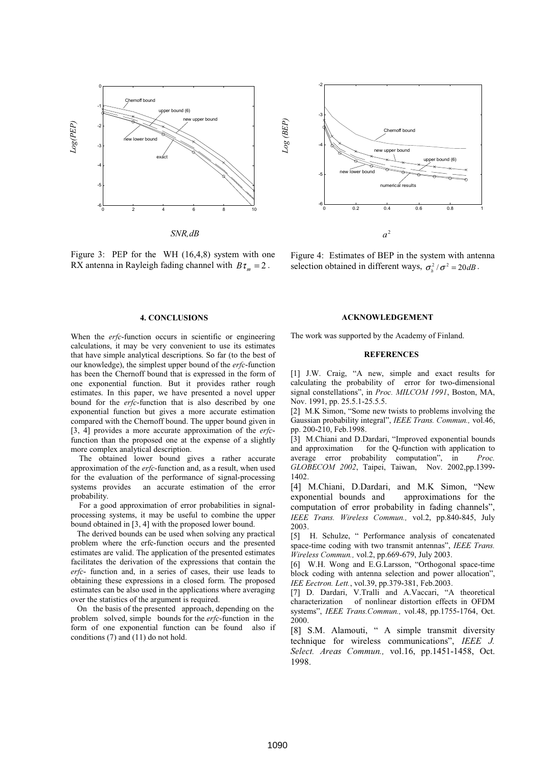Log(PEP)

0
-1
-2
-3
-4
-5
-6

0 2 4 6 8 10

Chernoff bound
upper bound (6)
new upper bound
new lower bound
exact

$SNR, dB$

Figure 3: PEP for the WH (16,4,8) system with one RX antenna in Rayleigh fading channel with $B\tau_m = 2$.

Log (BEP)

-2
-3
-4
-5
-6

0 0.2 0.4 0.6 0.8 1

Chernoff bound
new upper bound
upper bound (6)
new lower bound
numerical results

$a^2$

Figure 4: Estimates of BEP in the system with antenna selection obtained in different ways, $\sigma_h^2 / \sigma^2 = 20dB$.

## 4. CONCLUSIONS

When the *erfc*-function occurs in scientific or engineering calculations, it may be very convenient to use its estimates that have simple analytical descriptions. So far (to the best of our knowledge), the simplest upper bound of the *erfc*-function has been the Chernoff bound that is expressed in the form of one exponential function. But it provides rather rough estimates. In this paper, we have presented a novel upper bound for the *erfc*-function that is also described by one exponential function but gives a more accurate estimation compared with the Chernoff bound. The upper bound given in [3, 4] provides a more accurate approximation of the *erfc*-function than the proposed one at the expense of a slightly more complex analytical description.

The obtained lower bound gives a rather accurate approximation of the *erfc*-function and, as a result, when used for the evaluation of the performance of signal-processing systems provides an accurate estimation of the error probability.

For a good approximation of error probabilities in signal-processing systems, it may be useful to combine the upper bound obtained in [3, 4] with the proposed lower bound.

The derived bounds can be used when solving any practical problem where the erfc-function occurs and the presented estimates are valid. The application of the presented estimates facilitates the derivation of the expressions that contain the *erfc*- function and, in a series of cases, their use leads to obtaining these expressions in a closed form. The proposed estimates can be also used in the applications where averaging over the statistics of the argument is required.

On the basis of the presented approach, depending on the problem solved, simple bounds for the *erfc*-function in the form of one exponential function can be found also if conditions (7) and (11) do not hold.

## ACKNOWLEDGEMENT

The work was supported by the Academy of Finland.

## REFERENCES

[1] J.W. Craig, "A new, simple and exact results for calculating the probability of error for two-dimensional signal constellations", in *Proc. MILCOM 1991*, Boston, MA, Nov. 1991, pp. 25.5.1-25.5.5.

[2] M.K Simon, "Some new twists to problems involving the Gaussian probability integral", *IEEE Trans. Commun.,* vol.46, pp. 200-210, Feb.1998.

[3] M.Chiani and D.Dardari, "Improved exponential bounds and approximation for the Q-function with application to average error probability computation", in *Proc. GLOBECOM 2002*, Taipei, Taiwan, Nov. 2002,pp.1399-1402.

[4] M.Chiani, D.Dardari, and M.K Simon, "New exponential bounds and approximations for the computation of error probability in fading channels", *IEEE Trans. Wireless Commun.,* vol.2, pp.840-845, July 2003.

[5] H. Schulze, " Performance analysis of concatenated space-time coding with two transmit antennas", *IEEE Trans. Wireless Commun.,* vol.2, pp.669-679, July 2003.

[6] W.H. Wong and E.G.Larsson, "Orthogonal space-time block coding with antenna selection and power allocation", *IEE Eectron. Lett.*, vol.39, pp.379-381, Feb.2003.

[7] D. Dardari, V.Tralli and A.Vaccari, "A theoretical characterization of nonlinear distortion effects in OFDM systems", *IEEE Trans.Commun.,* vol.48, pp.1755-1764, Oct. 2000.

[8] S.M. Alamouti, " A simple transmit diversity technique for wireless communications", *IEEE J. Select. Areas Commun.,* vol.16, pp.1451-1458, Oct. 1998.